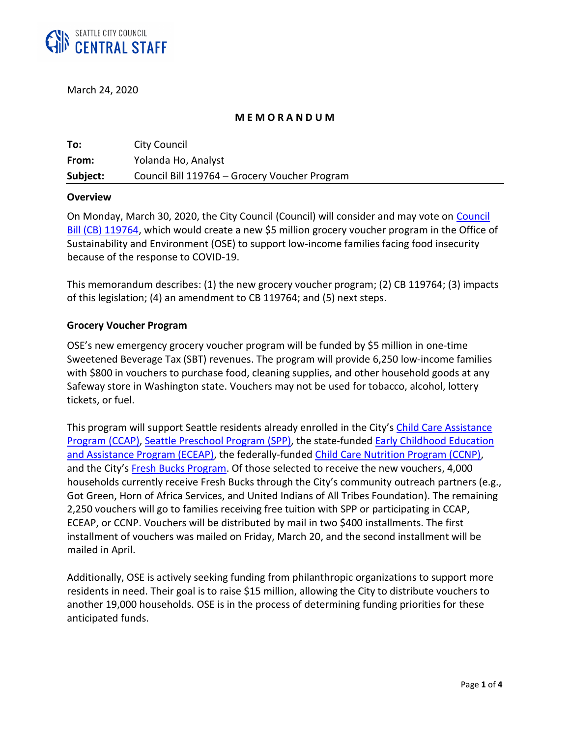SEATTLE CITY COUNCIL
CENTRAL STAFF

March 24, 2020

**M E M O R A N D U M**

| | |
|---|---|
| **To:** | City Council |
| **From:** | Yolanda Ho, Analyst |
| **Subject:** | Council Bill 119764 – Grocery Voucher Program |

**Overview**

On Monday, March 30, 2020, the City Council (Council) will consider and may vote on Council Bill (CB) 119764, which would create a new $5 million grocery voucher program in the Office of Sustainability and Environment (OSE) to support low-income families facing food insecurity because of the response to COVID-19.

This memorandum describes: (1) the new grocery voucher program; (2) CB 119764; (3) impacts of this legislation; (4) an amendment to CB 119764; and (5) next steps.

**Grocery Voucher Program**

OSE's new emergency grocery voucher program will be funded by $5 million in one-time Sweetened Beverage Tax (SBT) revenues. The program will provide 6,250 low-income families with $800 in vouchers to purchase food, cleaning supplies, and other household goods at any Safeway store in Washington state. Vouchers may not be used for tobacco, alcohol, lottery tickets, or fuel.

This program will support Seattle residents already enrolled in the City's Child Care Assistance Program (CCAP), Seattle Preschool Program (SPP), the state-funded Early Childhood Education and Assistance Program (ECEAP), the federally-funded Child Care Nutrition Program (CCNP), and the City's Fresh Bucks Program. Of those selected to receive the new vouchers, 4,000 households currently receive Fresh Bucks through the City's community outreach partners (e.g., Got Green, Horn of Africa Services, and United Indians of All Tribes Foundation). The remaining 2,250 vouchers will go to families receiving free tuition with SPP or participating in CCAP, ECEAP, or CCNP. Vouchers will be distributed by mail in two $400 installments. The first installment of vouchers was mailed on Friday, March 20, and the second installment will be mailed in April.

Additionally, OSE is actively seeking funding from philanthropic organizations to support more residents in need. Their goal is to raise $15 million, allowing the City to distribute vouchers to another 19,000 households. OSE is in the process of determining funding priorities for these anticipated funds.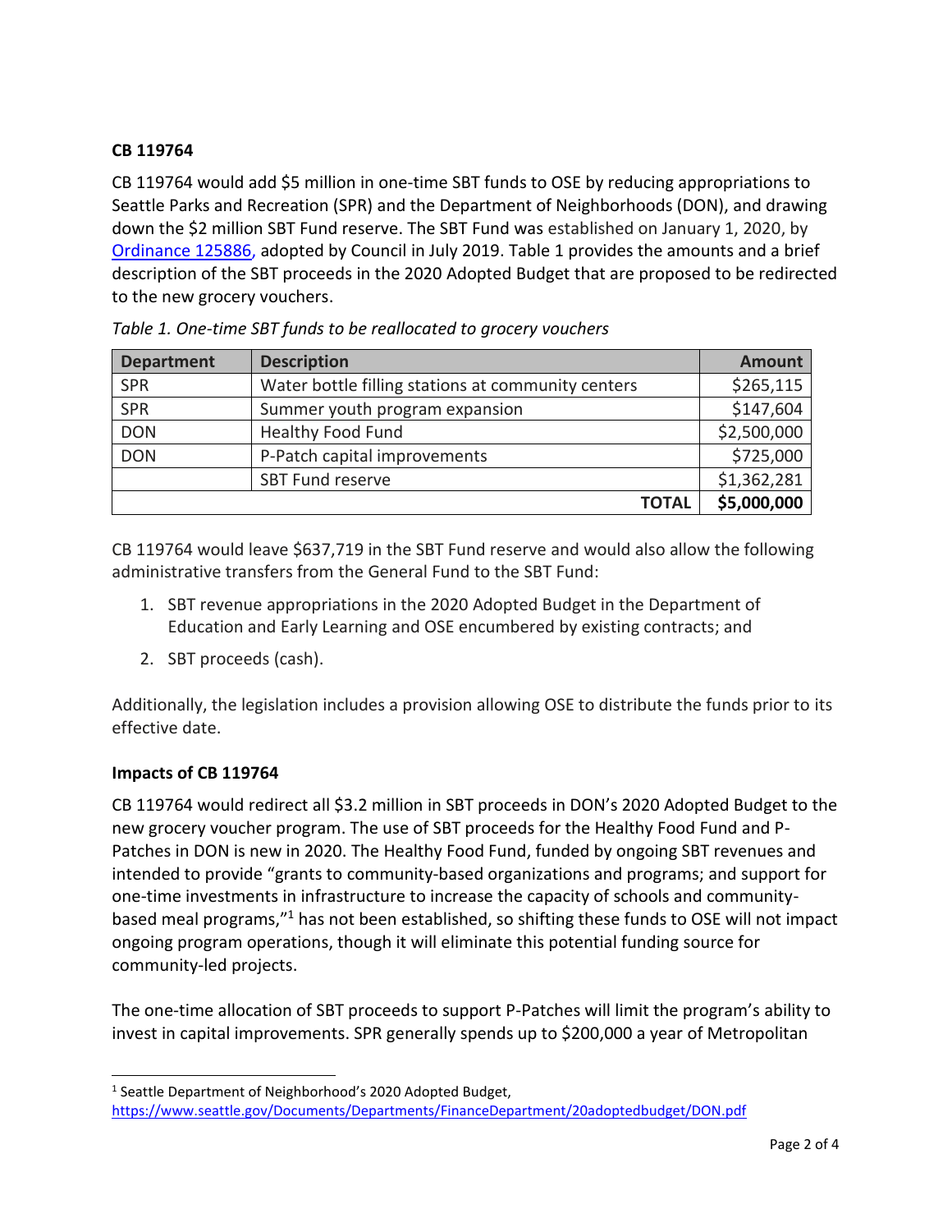**CB 119764**

CB 119764 would add $5 million in one-time SBT funds to OSE by reducing appropriations to Seattle Parks and Recreation (SPR) and the Department of Neighborhoods (DON), and drawing down the $2 million SBT Fund reserve. The SBT Fund was established on January 1, 2020, by Ordinance 125886, adopted by Council in July 2019. Table 1 provides the amounts and a brief description of the SBT proceeds in the 2020 Adopted Budget that are proposed to be redirected to the new grocery vouchers.

*Table 1. One-time SBT funds to be reallocated to grocery vouchers*

| Department | Description | Amount |
|---|---|---:|
| SPR | Water bottle filling stations at community centers | $265,115 |
| SPR | Summer youth program expansion | $147,604 |
| DON | Healthy Food Fund | $2,500,000 |
| DON | P-Patch capital improvements | $725,000 |
| | SBT Fund reserve | $1,362,281 |
| | **TOTAL** | **$5,000,000** |

CB 119764 would leave $637,719 in the SBT Fund reserve and would also allow the following administrative transfers from the General Fund to the SBT Fund:

1. SBT revenue appropriations in the 2020 Adopted Budget in the Department of Education and Early Learning and OSE encumbered by existing contracts; and
2. SBT proceeds (cash).

Additionally, the legislation includes a provision allowing OSE to distribute the funds prior to its effective date.

**Impacts of CB 119764**

CB 119764 would redirect all $3.2 million in SBT proceeds in DON's 2020 Adopted Budget to the new grocery voucher program. The use of SBT proceeds for the Healthy Food Fund and P-Patches in DON is new in 2020. The Healthy Food Fund, funded by ongoing SBT revenues and intended to provide "grants to community-based organizations and programs; and support for one-time investments in infrastructure to increase the capacity of schools and community-based meal programs,"[1] has not been established, so shifting these funds to OSE will not impact ongoing program operations, though it will eliminate this potential funding source for community-led projects.

The one-time allocation of SBT proceeds to support P-Patches will limit the program's ability to invest in capital improvements. SPR generally spends up to $200,000 a year of Metropolitan

[1] Seattle Department of Neighborhood's 2020 Adopted Budget, https://www.seattle.gov/Documents/Departments/FinanceDepartment/20adoptedbudget/DON.pdf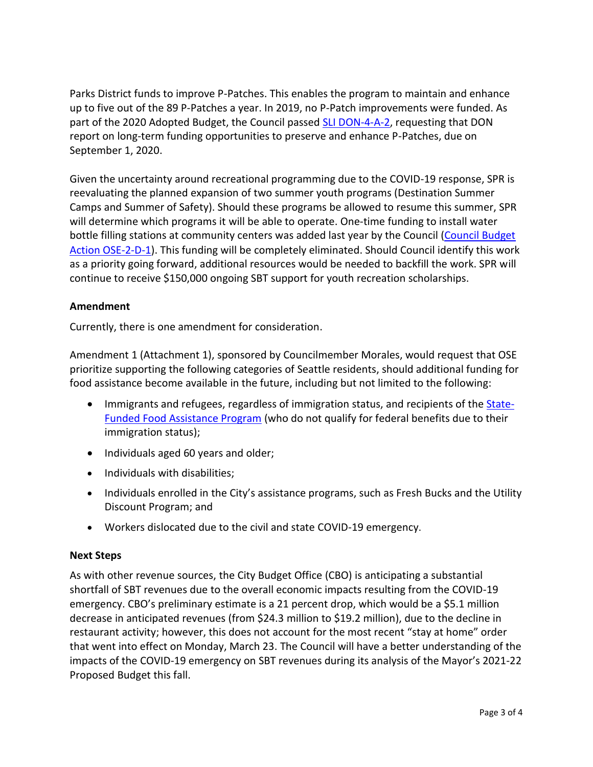Parks District funds to improve P-Patches. This enables the program to maintain and enhance up to five out of the 89 P-Patches a year. In 2019, no P-Patch improvements were funded. As part of the 2020 Adopted Budget, the Council passed SLI DON-4-A-2, requesting that DON report on long-term funding opportunities to preserve and enhance P-Patches, due on September 1, 2020.

Given the uncertainty around recreational programming due to the COVID-19 response, SPR is reevaluating the planned expansion of two summer youth programs (Destination Summer Camps and Summer of Safety). Should these programs be allowed to resume this summer, SPR will determine which programs it will be able to operate. One-time funding to install water bottle filling stations at community centers was added last year by the Council (Council Budget Action OSE-2-D-1). This funding will be completely eliminated. Should Council identify this work as a priority going forward, additional resources would be needed to backfill the work. SPR will continue to receive $150,000 ongoing SBT support for youth recreation scholarships.

**Amendment**

Currently, there is one amendment for consideration.

Amendment 1 (Attachment 1), sponsored by Councilmember Morales, would request that OSE prioritize supporting the following categories of Seattle residents, should additional funding for food assistance become available in the future, including but not limited to the following:

- Immigrants and refugees, regardless of immigration status, and recipients of the State-Funded Food Assistance Program (who do not qualify for federal benefits due to their immigration status);
- Individuals aged 60 years and older;
- Individuals with disabilities;
- Individuals enrolled in the City's assistance programs, such as Fresh Bucks and the Utility Discount Program; and
- Workers dislocated due to the civil and state COVID-19 emergency.

**Next Steps**

As with other revenue sources, the City Budget Office (CBO) is anticipating a substantial shortfall of SBT revenues due to the overall economic impacts resulting from the COVID-19 emergency. CBO's preliminary estimate is a 21 percent drop, which would be a $5.1 million decrease in anticipated revenues (from $24.3 million to $19.2 million), due to the decline in restaurant activity; however, this does not account for the most recent "stay at home" order that went into effect on Monday, March 23. The Council will have a better understanding of the impacts of the COVID-19 emergency on SBT revenues during its analysis of the Mayor's 2021-22 Proposed Budget this fall.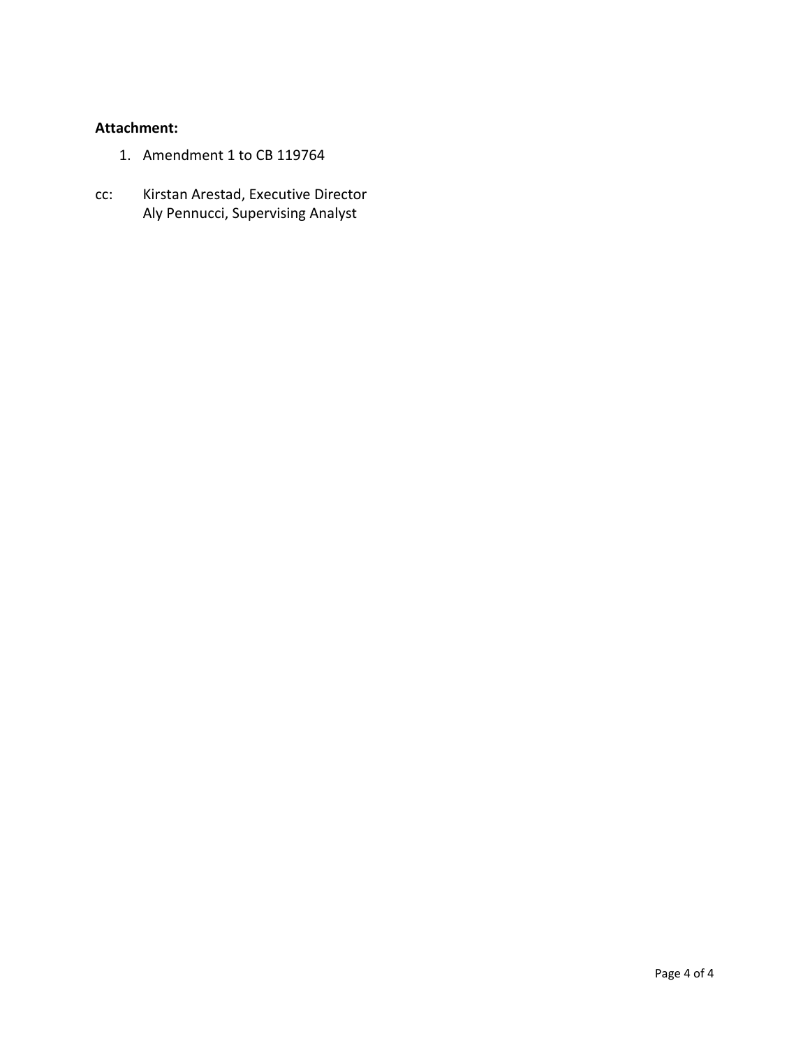**Attachment:**

1. Amendment 1 to CB 119764

cc: Kirstan Arestad, Executive Director
Aly Pennucci, Supervising Analyst